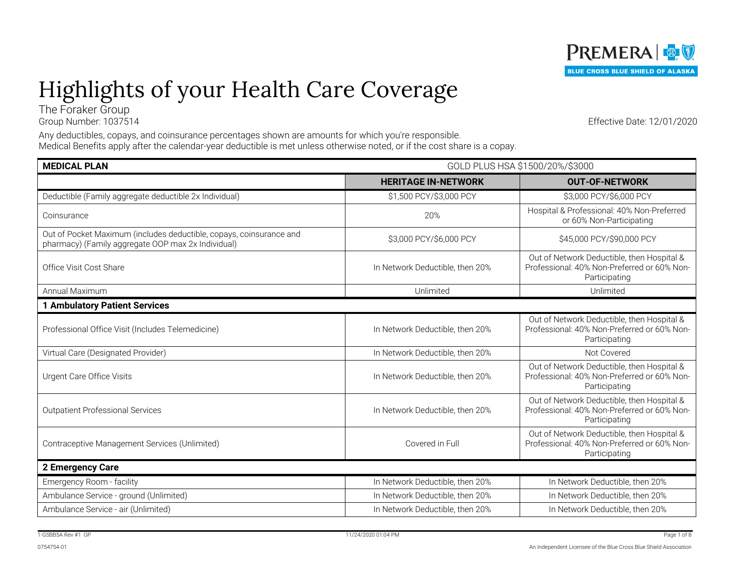PREMERA | BLUE CROSS BLUE SHIELD OF ALASKA

# Highlights of your Health Care Coverage

The Foraker Group
Group Number: 1037514

Effective Date: 12/01/2020

Any deductibles, copays, and coinsurance percentages shown are amounts for which you're responsible.
Medical Benefits apply after the calendar-year deductible is met unless otherwise noted, or if the cost share is a copay.

| **MEDICAL PLAN** | GOLD PLUS HSA $1500/20%/$3000 | |
|---|---|---|
| | **HERITAGE IN-NETWORK** | **OUT-OF-NETWORK** |
| Deductible (Family aggregate deductible 2x Individual) | $1,500 PCY/$3,000 PCY | $3,000 PCY/$6,000 PCY |
| Coinsurance | 20% | Hospital & Professional: 40% Non-Preferred or 60% Non-Participating |
| Out of Pocket Maximum (includes deductible, copays, coinsurance and pharmacy) (Family aggregate OOP max 2x Individual) | $3,000 PCY/$6,000 PCY | $45,000 PCY/$90,000 PCY |
| Office Visit Cost Share | In Network Deductible, then 20% | Out of Network Deductible, then Hospital & Professional: 40% Non-Preferred or 60% Non-Participating |
| Annual Maximum | Unlimited | Unlimited |
| **1 Ambulatory Patient Services** | | |
| Professional Office Visit (Includes Telemedicine) | In Network Deductible, then 20% | Out of Network Deductible, then Hospital & Professional: 40% Non-Preferred or 60% Non-Participating |
| Virtual Care (Designated Provider) | In Network Deductible, then 20% | Not Covered |
| Urgent Care Office Visits | In Network Deductible, then 20% | Out of Network Deductible, then Hospital & Professional: 40% Non-Preferred or 60% Non-Participating |
| Outpatient Professional Services | In Network Deductible, then 20% | Out of Network Deductible, then Hospital & Professional: 40% Non-Preferred or 60% Non-Participating |
| Contraceptive Management Services (Unlimited) | Covered in Full | Out of Network Deductible, then Hospital & Professional: 40% Non-Preferred or 60% Non-Participating |
| **2 Emergency Care** | | |
| Emergency Room - facility | In Network Deductible, then 20% | In Network Deductible, then 20% |
| Ambulance Service - ground (Unlimited) | In Network Deductible, then 20% | In Network Deductible, then 20% |
| Ambulance Service - air (Unlimited) | In Network Deductible, then 20% | In Network Deductible, then 20% |

1-GSBB5A Rev #1 GP 11/24/2020 01:04 PM
0754754-01 An Independent Licensee of the Blue Cross Blue Shield Association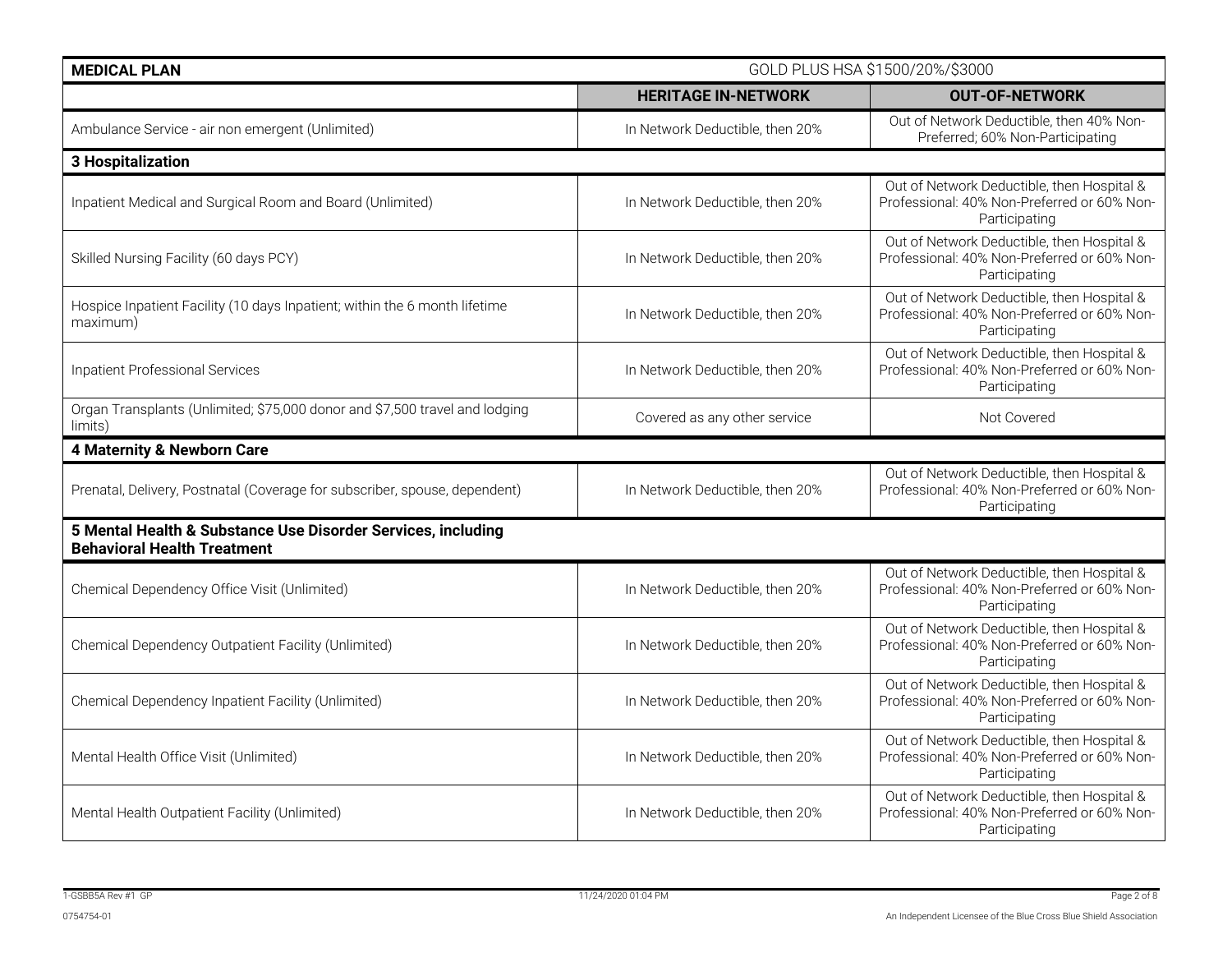| MEDICAL PLAN | GOLD PLUS HSA $1500/20%/$3000 | |
|---|---|---|
| | **HERITAGE IN-NETWORK** | **OUT-OF-NETWORK** |
| Ambulance Service - air non emergent (Unlimited) | In Network Deductible, then 20% | Out of Network Deductible, then 40% Non-Preferred; 60% Non-Participating |
| **3 Hospitalization** | | |
| Inpatient Medical and Surgical Room and Board (Unlimited) | In Network Deductible, then 20% | Out of Network Deductible, then Hospital & Professional: 40% Non-Preferred or 60% Non-Participating |
| Skilled Nursing Facility (60 days PCY) | In Network Deductible, then 20% | Out of Network Deductible, then Hospital & Professional: 40% Non-Preferred or 60% Non-Participating |
| Hospice Inpatient Facility (10 days Inpatient; within the 6 month lifetime maximum) | In Network Deductible, then 20% | Out of Network Deductible, then Hospital & Professional: 40% Non-Preferred or 60% Non-Participating |
| Inpatient Professional Services | In Network Deductible, then 20% | Out of Network Deductible, then Hospital & Professional: 40% Non-Preferred or 60% Non-Participating |
| Organ Transplants (Unlimited; $75,000 donor and $7,500 travel and lodging limits) | Covered as any other service | Not Covered |
| **4 Maternity & Newborn Care** | | |
| Prenatal, Delivery, Postnatal (Coverage for subscriber, spouse, dependent) | In Network Deductible, then 20% | Out of Network Deductible, then Hospital & Professional: 40% Non-Preferred or 60% Non-Participating |
| **5 Mental Health & Substance Use Disorder Services, including Behavioral Health Treatment** | | |
| Chemical Dependency Office Visit (Unlimited) | In Network Deductible, then 20% | Out of Network Deductible, then Hospital & Professional: 40% Non-Preferred or 60% Non-Participating |
| Chemical Dependency Outpatient Facility (Unlimited) | In Network Deductible, then 20% | Out of Network Deductible, then Hospital & Professional: 40% Non-Preferred or 60% Non-Participating |
| Chemical Dependency Inpatient Facility (Unlimited) | In Network Deductible, then 20% | Out of Network Deductible, then Hospital & Professional: 40% Non-Preferred or 60% Non-Participating |
| Mental Health Office Visit (Unlimited) | In Network Deductible, then 20% | Out of Network Deductible, then Hospital & Professional: 40% Non-Preferred or 60% Non-Participating |
| Mental Health Outpatient Facility (Unlimited) | In Network Deductible, then 20% | Out of Network Deductible, then Hospital & Professional: 40% Non-Preferred or 60% Non-Participating |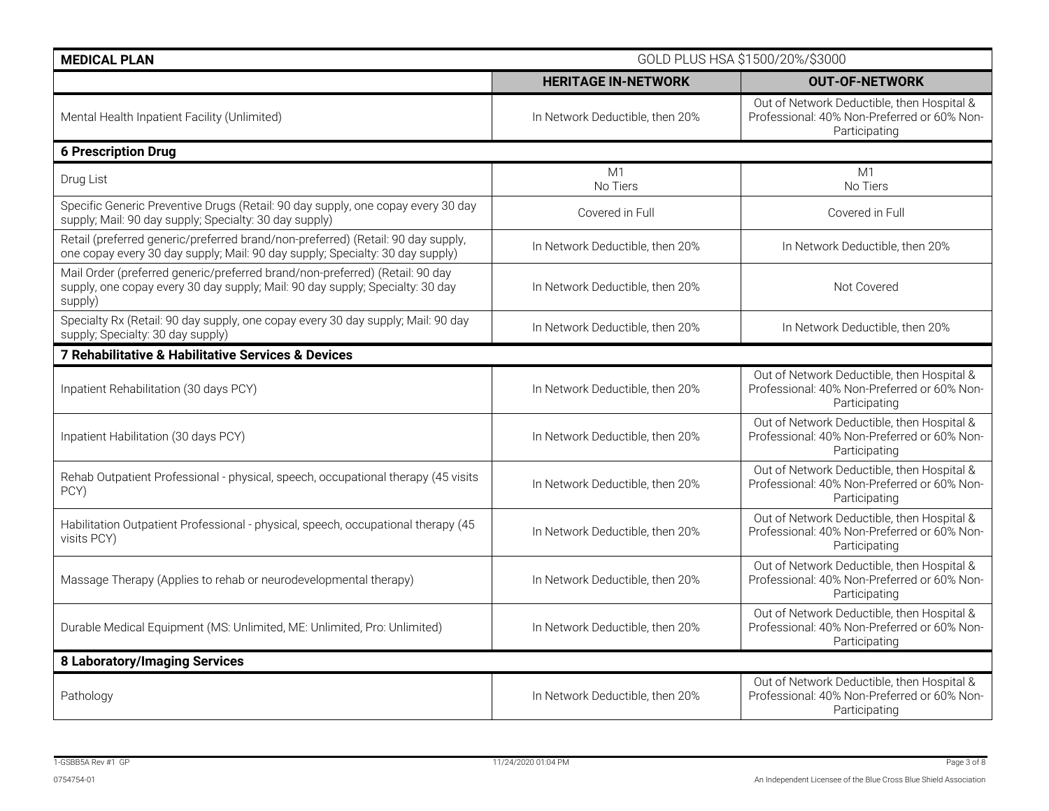| MEDICAL PLAN | GOLD PLUS HSA $1500/20%/$3000 | |
|---|---|---|
| | **HERITAGE IN-NETWORK** | **OUT-OF-NETWORK** |
| Mental Health Inpatient Facility (Unlimited) | In Network Deductible, then 20% | Out of Network Deductible, then Hospital & Professional: 40% Non-Preferred or 60% Non-Participating |
| **6 Prescription Drug** | | |
| Drug List | M1 No Tiers | M1 No Tiers |
| Specific Generic Preventive Drugs (Retail: 90 day supply, one copay every 30 day supply; Mail: 90 day supply; Specialty: 30 day supply) | Covered in Full | Covered in Full |
| Retail (preferred generic/preferred brand/non-preferred) (Retail: 90 day supply, one copay every 30 day supply; Mail: 90 day supply; Specialty: 30 day supply) | In Network Deductible, then 20% | In Network Deductible, then 20% |
| Mail Order (preferred generic/preferred brand/non-preferred) (Retail: 90 day supply, one copay every 30 day supply; Mail: 90 day supply; Specialty: 30 day supply) | In Network Deductible, then 20% | Not Covered |
| Specialty Rx (Retail: 90 day supply, one copay every 30 day supply; Mail: 90 day supply; Specialty: 30 day supply) | In Network Deductible, then 20% | In Network Deductible, then 20% |
| **7 Rehabilitative & Habilitative Services & Devices** | | |
| Inpatient Rehabilitation (30 days PCY) | In Network Deductible, then 20% | Out of Network Deductible, then Hospital & Professional: 40% Non-Preferred or 60% Non-Participating |
| Inpatient Habilitation (30 days PCY) | In Network Deductible, then 20% | Out of Network Deductible, then Hospital & Professional: 40% Non-Preferred or 60% Non-Participating |
| Rehab Outpatient Professional - physical, speech, occupational therapy (45 visits PCY) | In Network Deductible, then 20% | Out of Network Deductible, then Hospital & Professional: 40% Non-Preferred or 60% Non-Participating |
| Habilitation Outpatient Professional - physical, speech, occupational therapy (45 visits PCY) | In Network Deductible, then 20% | Out of Network Deductible, then Hospital & Professional: 40% Non-Preferred or 60% Non-Participating |
| Massage Therapy (Applies to rehab or neurodevelopmental therapy) | In Network Deductible, then 20% | Out of Network Deductible, then Hospital & Professional: 40% Non-Preferred or 60% Non-Participating |
| Durable Medical Equipment (MS: Unlimited, ME: Unlimited, Pro: Unlimited) | In Network Deductible, then 20% | Out of Network Deductible, then Hospital & Professional: 40% Non-Preferred or 60% Non-Participating |
| **8 Laboratory/Imaging Services** | | |
| Pathology | In Network Deductible, then 20% | Out of Network Deductible, then Hospital & Professional: 40% Non-Preferred or 60% Non-Participating |

1-GSBB5A Rev #1 GP 11/24/2020 01:04 PM

0754754-01 An Independent Licensee of the Blue Cross Blue Shield Association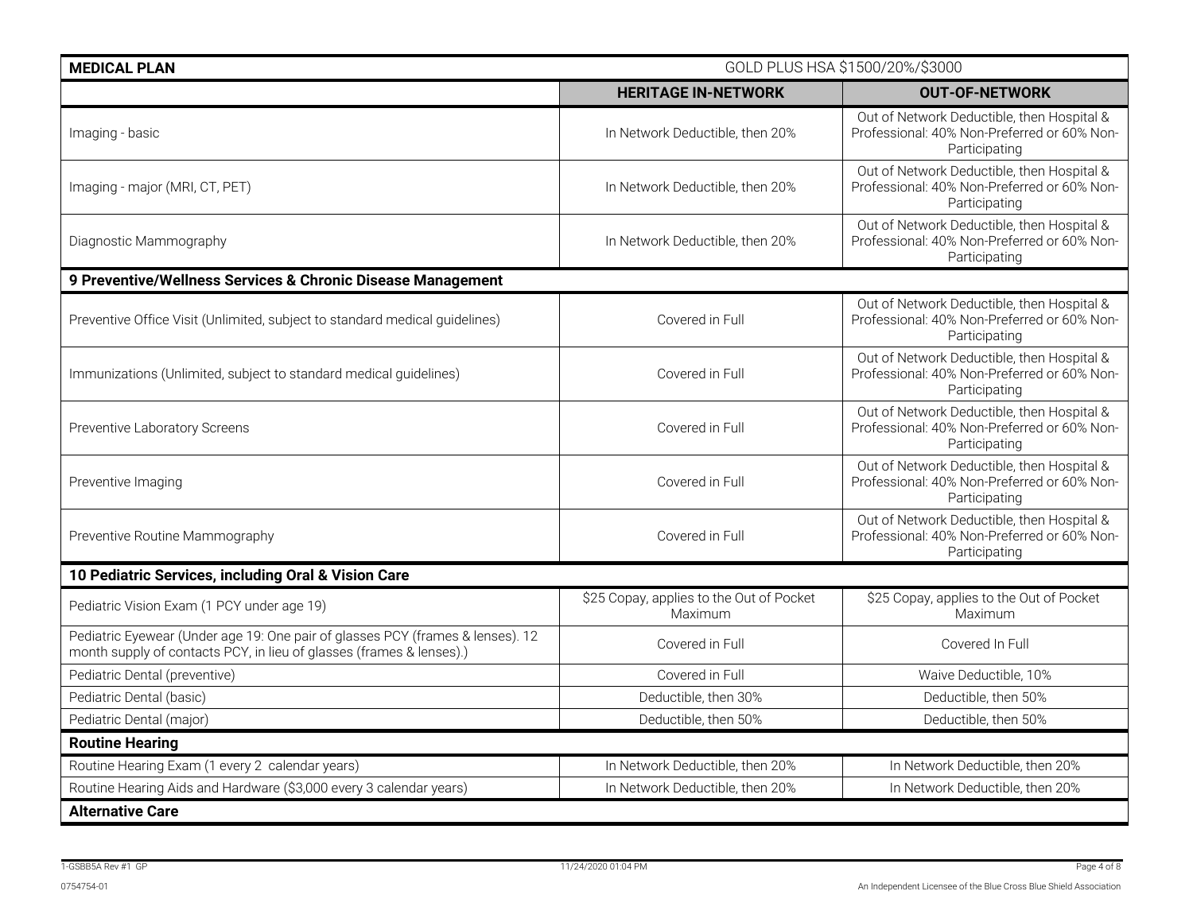| MEDICAL PLAN | GOLD PLUS HSA $1500/20%/$3000 | |
|---|---|---|
| | **HERITAGE IN-NETWORK** | **OUT-OF-NETWORK** |
| Imaging - basic | In Network Deductible, then 20% | Out of Network Deductible, then Hospital & Professional: 40% Non-Preferred or 60% Non-Participating |
| Imaging - major (MRI, CT, PET) | In Network Deductible, then 20% | Out of Network Deductible, then Hospital & Professional: 40% Non-Preferred or 60% Non-Participating |
| Diagnostic Mammography | In Network Deductible, then 20% | Out of Network Deductible, then Hospital & Professional: 40% Non-Preferred or 60% Non-Participating |
| **9 Preventive/Wellness Services & Chronic Disease Management** | | |
| Preventive Office Visit (Unlimited, subject to standard medical guidelines) | Covered in Full | Out of Network Deductible, then Hospital & Professional: 40% Non-Preferred or 60% Non-Participating |
| Immunizations (Unlimited, subject to standard medical guidelines) | Covered in Full | Out of Network Deductible, then Hospital & Professional: 40% Non-Preferred or 60% Non-Participating |
| Preventive Laboratory Screens | Covered in Full | Out of Network Deductible, then Hospital & Professional: 40% Non-Preferred or 60% Non-Participating |
| Preventive Imaging | Covered in Full | Out of Network Deductible, then Hospital & Professional: 40% Non-Preferred or 60% Non-Participating |
| Preventive Routine Mammography | Covered in Full | Out of Network Deductible, then Hospital & Professional: 40% Non-Preferred or 60% Non-Participating |
| **10 Pediatric Services, including Oral & Vision Care** | | |
| Pediatric Vision Exam (1 PCY under age 19) | $25 Copay, applies to the Out of Pocket Maximum | $25 Copay, applies to the Out of Pocket Maximum |
| Pediatric Eyewear (Under age 19: One pair of glasses PCY (frames & lenses). 12 month supply of contacts PCY, in lieu of glasses (frames & lenses).) | Covered in Full | Covered In Full |
| Pediatric Dental (preventive) | Covered in Full | Waive Deductible, 10% |
| Pediatric Dental (basic) | Deductible, then 30% | Deductible, then 50% |
| Pediatric Dental (major) | Deductible, then 50% | Deductible, then 50% |
| **Routine Hearing** | | |
| Routine Hearing Exam (1 every 2 calendar years) | In Network Deductible, then 20% | In Network Deductible, then 20% |
| Routine Hearing Aids and Hardware ($3,000 every 3 calendar years) | In Network Deductible, then 20% | In Network Deductible, then 20% |
| **Alternative Care** | | |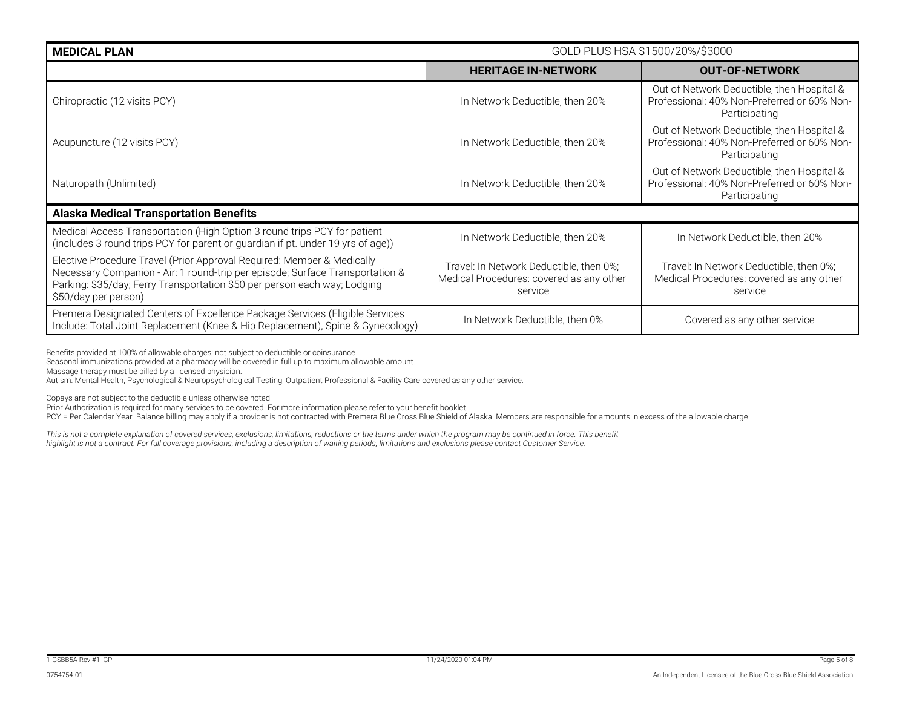| MEDICAL PLAN | GOLD PLUS HSA $1500/20%/$3000 | |
|---|---|---|
| | **HERITAGE IN-NETWORK** | **OUT-OF-NETWORK** |
| Chiropractic (12 visits PCY) | In Network Deductible, then 20% | Out of Network Deductible, then Hospital & Professional: 40% Non-Preferred or 60% Non-Participating |
| Acupuncture (12 visits PCY) | In Network Deductible, then 20% | Out of Network Deductible, then Hospital & Professional: 40% Non-Preferred or 60% Non-Participating |
| Naturopath (Unlimited) | In Network Deductible, then 20% | Out of Network Deductible, then Hospital & Professional: 40% Non-Preferred or 60% Non-Participating |
| **Alaska Medical Transportation Benefits** | | |
| Medical Access Transportation (High Option 3 round trips PCY for patient (includes 3 round trips PCY for parent or guardian if pt. under 19 yrs of age)) | In Network Deductible, then 20% | In Network Deductible, then 20% |
| Elective Procedure Travel (Prior Approval Required: Member & Medically Necessary Companion - Air: 1 round-trip per episode; Surface Transportation & Parking: $35/day; Ferry Transportation $50 per person each way; Lodging $50/day per person) | Travel: In Network Deductible, then 0%; Medical Procedures: covered as any other service | Travel: In Network Deductible, then 0%; Medical Procedures: covered as any other service |
| Premera Designated Centers of Excellence Package Services (Eligible Services Include: Total Joint Replacement (Knee & Hip Replacement), Spine & Gynecology) | In Network Deductible, then 0% | Covered as any other service |

Benefits provided at 100% of allowable charges; not subject to deductible or coinsurance.
Seasonal immunizations provided at a pharmacy will be covered in full up to maximum allowable amount.
Massage therapy must be billed by a licensed physician.
Autism: Mental Health, Psychological & Neuropsychological Testing, Outpatient Professional & Facility Care covered as any other service.

Copays are not subject to the deductible unless otherwise noted.
Prior Authorization is required for many services to be covered. For more information please refer to your benefit booklet.
PCY = Per Calendar Year. Balance billing may apply if a provider is not contracted with Premera Blue Cross Blue Shield of Alaska. Members are responsible for amounts in excess of the allowable charge.

*This is not a complete explanation of covered services, exclusions, limitations, reductions or the terms under which the program may be continued in force. This benefit highlight is not a contract. For full coverage provisions, including a description of waiting periods, limitations and exclusions please contact Customer Service.*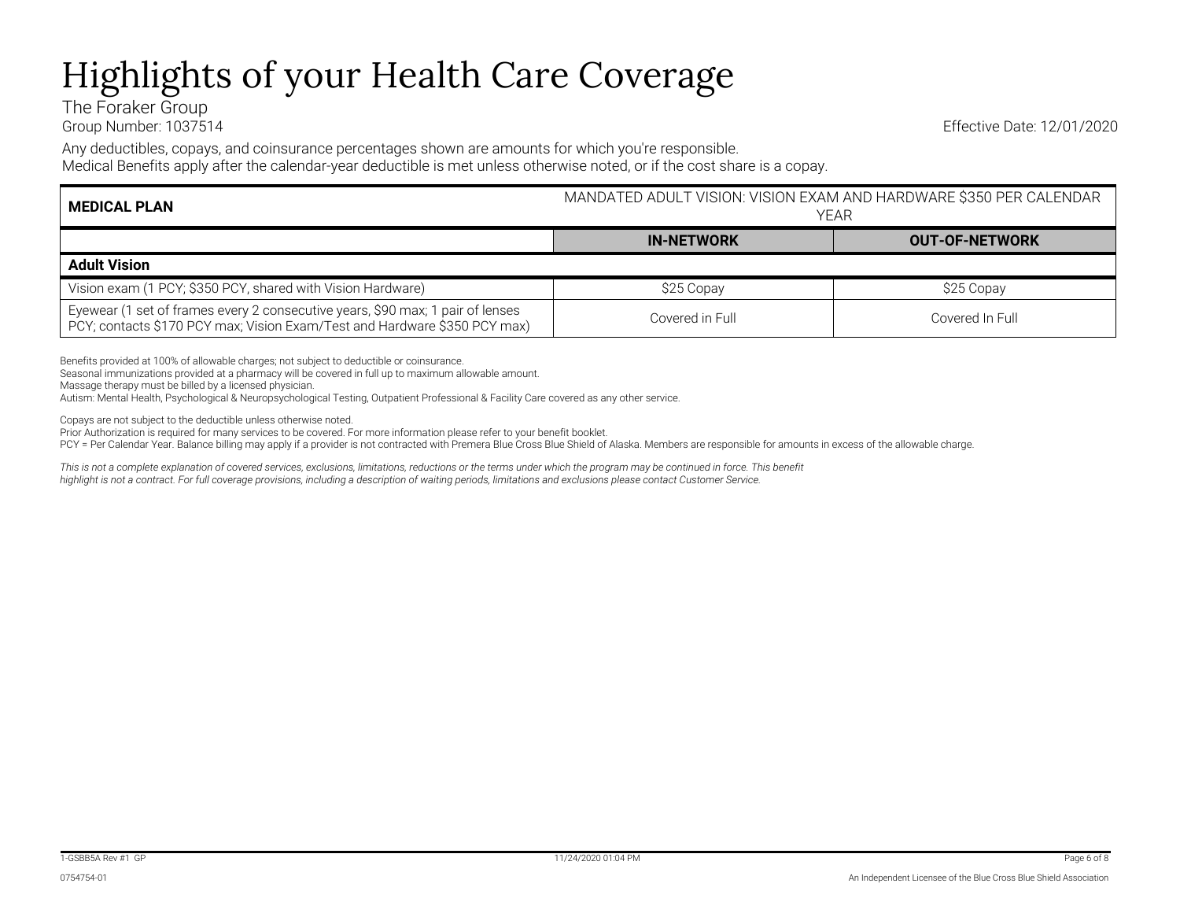# Highlights of your Health Care Coverage

The Foraker Group
Group Number: 1037514

Effective Date: 12/01/2020

Any deductibles, copays, and coinsurance percentages shown are amounts for which you're responsible.
Medical Benefits apply after the calendar-year deductible is met unless otherwise noted, or if the cost share is a copay.

| MEDICAL PLAN | MANDATED ADULT VISION: VISION EXAM AND HARDWARE $350 PER CALENDAR YEAR | |
|---|---|---|
| | **IN-NETWORK** | **OUT-OF-NETWORK** |
| **Adult Vision** | | |
| Vision exam (1 PCY; $350 PCY, shared with Vision Hardware) | $25 Copay | $25 Copay |
| Eyewear (1 set of frames every 2 consecutive years, $90 max; 1 pair of lenses PCY; contacts $170 PCY max; Vision Exam/Test and Hardware $350 PCY max) | Covered in Full | Covered In Full |

Benefits provided at 100% of allowable charges; not subject to deductible or coinsurance.
Seasonal immunizations provided at a pharmacy will be covered in full up to maximum allowable amount.
Massage therapy must be billed by a licensed physician.
Autism: Mental Health, Psychological & Neuropsychological Testing, Outpatient Professional & Facility Care covered as any other service.

Copays are not subject to the deductible unless otherwise noted.
Prior Authorization is required for many services to be covered. For more information please refer to your benefit booklet.
PCY = Per Calendar Year. Balance billing may apply if a provider is not contracted with Premera Blue Cross Blue Shield of Alaska. Members are responsible for amounts in excess of the allowable charge.

*This is not a complete explanation of covered services, exclusions, limitations, reductions or the terms under which the program may be continued in force. This benefit highlight is not a contract. For full coverage provisions, including a description of waiting periods, limitations and exclusions please contact Customer Service.*

1-GSBB5A Rev #1 GP

11/24/2020 01:04 PM

0754754-01

An Independent Licensee of the Blue Cross Blue Shield Association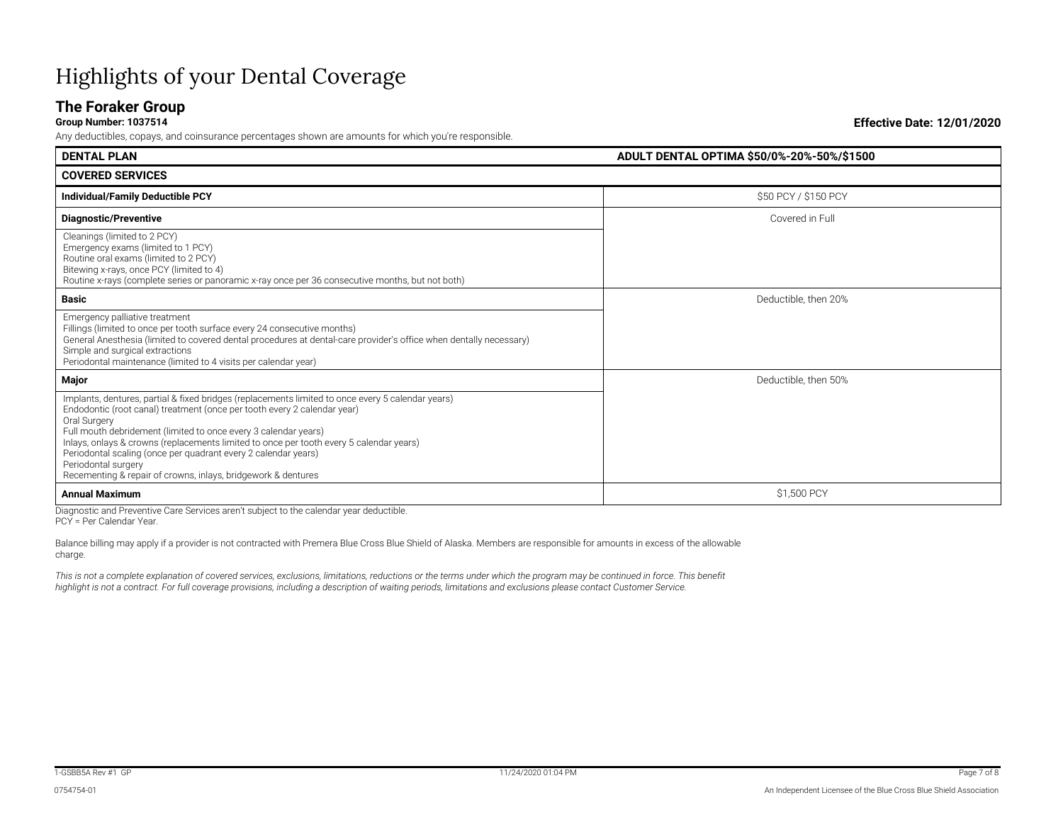# Highlights of your Dental Coverage

## The Foraker Group

**Group Number: 1037514** **Effective Date: 12/01/2020**

Any deductibles, copays, and coinsurance percentages shown are amounts for which you're responsible.

| **DENTAL PLAN** | **ADULT DENTAL OPTIMA $50/0%-20%-50%/$1500** |
|---|---|
| **COVERED SERVICES** | |
| **Individual/Family Deductible PCY** | $50 PCY / $150 PCY |
| **Diagnostic/Preventive** | Covered in Full |
| Cleanings (limited to 2 PCY)<br>Emergency exams (limited to 1 PCY)<br>Routine oral exams (limited to 2 PCY)<br>Bitewing x-rays, once PCY (limited to 4)<br>Routine x-rays (complete series or panoramic x-ray once per 36 consecutive months, but not both) | |
| **Basic** | Deductible, then 20% |
| Emergency palliative treatment<br>Fillings (limited to once per tooth surface every 24 consecutive months)<br>General Anesthesia (limited to covered dental procedures at dental-care provider's office when dentally necessary)<br>Simple and surgical extractions<br>Periodontal maintenance (limited to 4 visits per calendar year) | |
| **Major** | Deductible, then 50% |
| Implants, dentures, partial & fixed bridges (replacements limited to once every 5 calendar years)<br>Endodontic (root canal) treatment (once per tooth every 2 calendar year)<br>Oral Surgery<br>Full mouth debridement (limited to once every 3 calendar years)<br>Inlays, onlays & crowns (replacements limited to once per tooth every 5 calendar years)<br>Periodontal scaling (once per quadrant every 2 calendar years)<br>Periodontal surgery<br>Recementing & repair of crowns, inlays, bridgework & dentures | |
| **Annual Maximum** | $1,500 PCY |

Diagnostic and Preventive Care Services aren't subject to the calendar year deductible.
PCY = Per Calendar Year.

Balance billing may apply if a provider is not contracted with Premera Blue Cross Blue Shield of Alaska. Members are responsible for amounts in excess of the allowable charge.

*This is not a complete explanation of covered services, exclusions, limitations, reductions or the terms under which the program may be continued in force. This benefit highlight is not a contract. For full coverage provisions, including a description of waiting periods, limitations and exclusions please contact Customer Service.*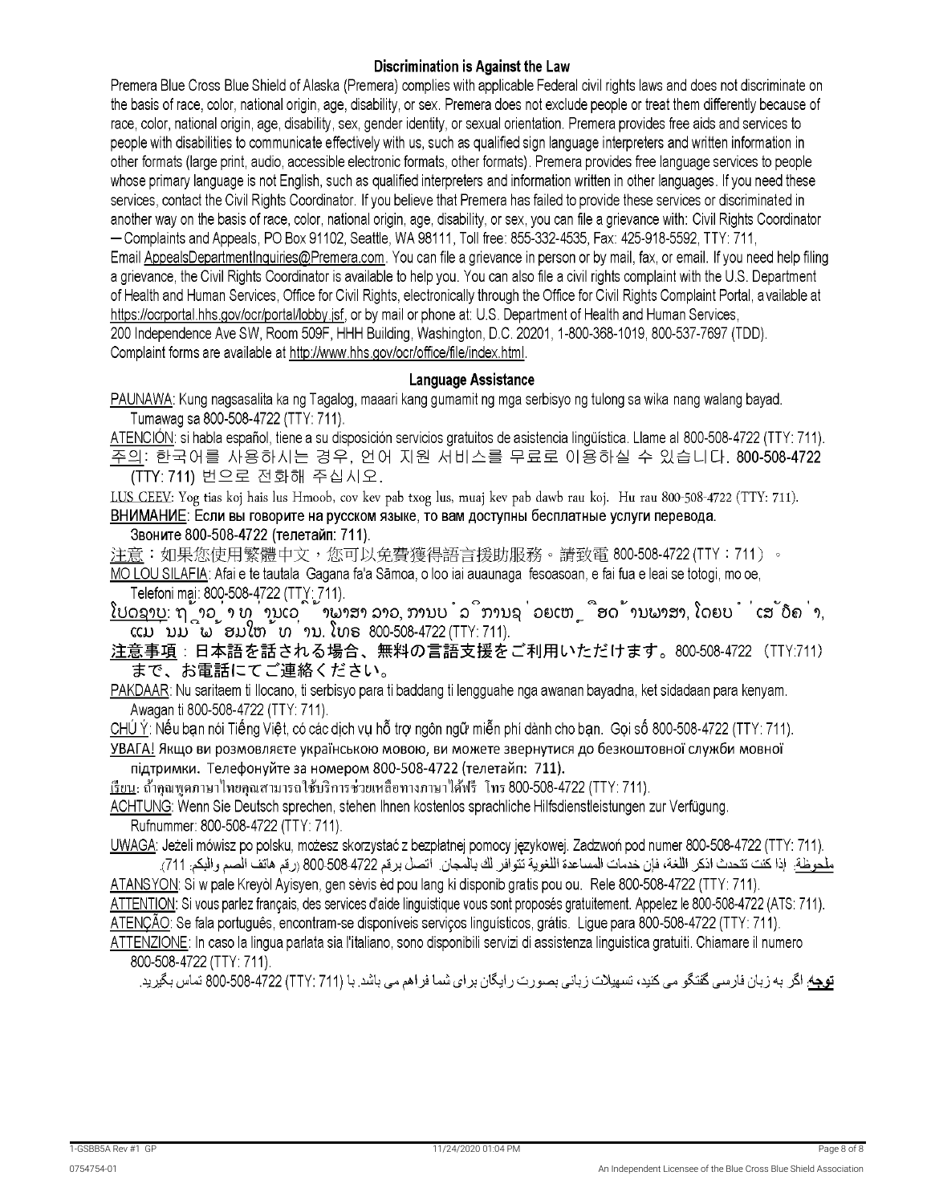## Discrimination is Against the Law

Premera Blue Cross Blue Shield of Alaska (Premera) complies with applicable Federal civil rights laws and does not discriminate on the basis of race, color, national origin, age, disability, or sex. Premera does not exclude people or treat them differently because of race, color, national origin, age, disability, sex, gender identity, or sexual orientation. Premera provides free aids and services to people with disabilities to communicate effectively with us, such as qualified sign language interpreters and written information in other formats (large print, audio, accessible electronic formats, other formats). Premera provides free language services to people whose primary language is not English, such as qualified interpreters and information written in other languages. If you need these services, contact the Civil Rights Coordinator. If you believe that Premera has failed to provide these services or discriminated in another way on the basis of race, color, national origin, age, disability, or sex, you can file a grievance with: Civil Rights Coordinator ─ Complaints and Appeals, PO Box 91102, Seattle, WA 98111, Toll free: 855-332-4535, Fax: 425-918-5592, TTY: 711, Email AppealsDepartmentInquiries@Premera.com. You can file a grievance in person or by mail, fax, or email. If you need help filing a grievance, the Civil Rights Coordinator is available to help you. You can also file a civil rights complaint with the U.S. Department of Health and Human Services, Office for Civil Rights, electronically through the Office for Civil Rights Complaint Portal, available at https://ocrportal.hhs.gov/ocr/portal/lobby.jsf, or by mail or phone at: U.S. Department of Health and Human Services, 200 Independence Ave SW, Room 509F, HHH Building, Washington, D.C. 20201, 1-800-368-1019, 800-537-7697 (TDD). Complaint forms are available at http://www.hhs.gov/ocr/office/file/index.html.

## Language Assistance

PAUNAWA: Kung nagsasalita ka ng Tagalog, maaari kang gumamit ng mga serbisyo ng tulong sa wika nang walang bayad. Tumawag sa 800-508-4722 (TTY: 711).

ATENCIÓN: si habla español, tiene a su disposición servicios gratuitos de asistencia lingüística. Llame al 800-508-4722 (TTY: 711).

주의: 한국어를 사용하시는 경우, 언어 지원 서비스를 무료로 이용하실 수 있습니다. 800-508-4722 (TTY: 711) 번으로 전화해 주십시오.

LUS CEEV: Yog tias koj hais lus Hmoob, cov kev pab txog lus, muaj kev pab dawb rau koj. Hu rau 800-508-4722 (TTY: 711).

ВНИМАНИЕ: Если вы говорите на русском языке, то вам доступны бесплатные услуги перевода. Звоните 800-508-4722 (телетайп: 711).

注意：如果您使用繁體中文，您可以免費獲得語言援助服務。請致電 800-508-4722 (TTY：711）。

MO LOU SILAFIA: Afai e te tautala Gagana fa'a Sāmoa, o loo iai auaunaga fesoasoan, e fai fua e leai se totogi, mo oe, Telefoni mai: 800-508-4722 (TTY: 711).

ໂປດຊາບ: ຖ້າວ່າ ທ່ານເວົ້າພາສາ ລາວ, ການບໍລິການຊ່ວຍເຫຼືອດ້ານພາສາ, ໂດຍບໍ່ເສັຽຄ່າ, ແມ່ນມີພ້ອມໃຫ້ທ່ານ. ໂທຣ 800-508-4722 (TTY: 711).

注意事項：日本語を話される場合、無料の言語支援をご利用いただけます。800-508-4722 （TTY:711） まで、お電話にてご連絡ください。

PAKDAAR: Nu saritaem ti Ilocano, ti serbisyo para ti baddang ti lengguahe nga awanan bayadna, ket sidadaan para kenyam. Awagan ti 800-508-4722 (TTY: 711).

CHÚ Ý: Nếu bạn nói Tiếng Việt, có các dịch vụ hỗ trợ ngôn ngữ miễn phí dành cho bạn. Gọi số 800-508-4722 (TTY: 711).

УВАГА! Якщо ви розмовляєте українською мовою, ви можете звернутися до безкоштовної служби мовної підтримки. Телефонуйте за номером 800-508-4722 (телетайп: 711).

เรียน: ถ้าคุณพูดภาษาไทยคุณสามารถใช้บริการช่วยเหลือทางภาษาได้ฟรี โทร 800-508-4722 (TTY: 711).

ACHTUNG: Wenn Sie Deutsch sprechen, stehen Ihnen kostenlos sprachliche Hilfsdienstleistungen zur Verfügung. Rufnummer: 800-508-4722 (TTY: 711).

UWAGA: Jeżeli mówisz po polsku, możesz skorzystać z bezpłatnej pomocy językowej. Zadzwoń pod numer 800-508-4722 (TTY: 711).

ملحوظة: إذا كنت تتحدث اذكر اللغة، فإن خدمات المساعدة اللغوية تتوافر لك بالمجان. اتصل برقم 4722-508-800 (رقم هاتف الصم والبكم: 711).

ATANSYON: Si w pale Kreyòl Ayisyen, gen sèvis èd pou lang ki disponib gratis pou ou. Rele 800-508-4722 (TTY: 711).

ATTENTION: Si vous parlez français, des services d'aide linguistique vous sont proposés gratuitement. Appelez le 800-508-4722 (ATS: 711).

ATENÇÃO: Se fala português, encontram-se disponíveis serviços linguísticos, grátis. Ligue para 800-508-4722 (TTY: 711).

ATTENZIONE: In caso la lingua parlata sia l'italiano, sono disponibili servizi di assistenza linguistica gratuiti. Chiamare il numero 800-508-4722 (TTY: 711).

توجه: اگر به زبان فارسی گفتگو می کنید، تسهیلات زبانی بصورت رایگان برای شما فراهم می باشد. با (TTY: 711) 800-508-4722 تماس بگیرید.